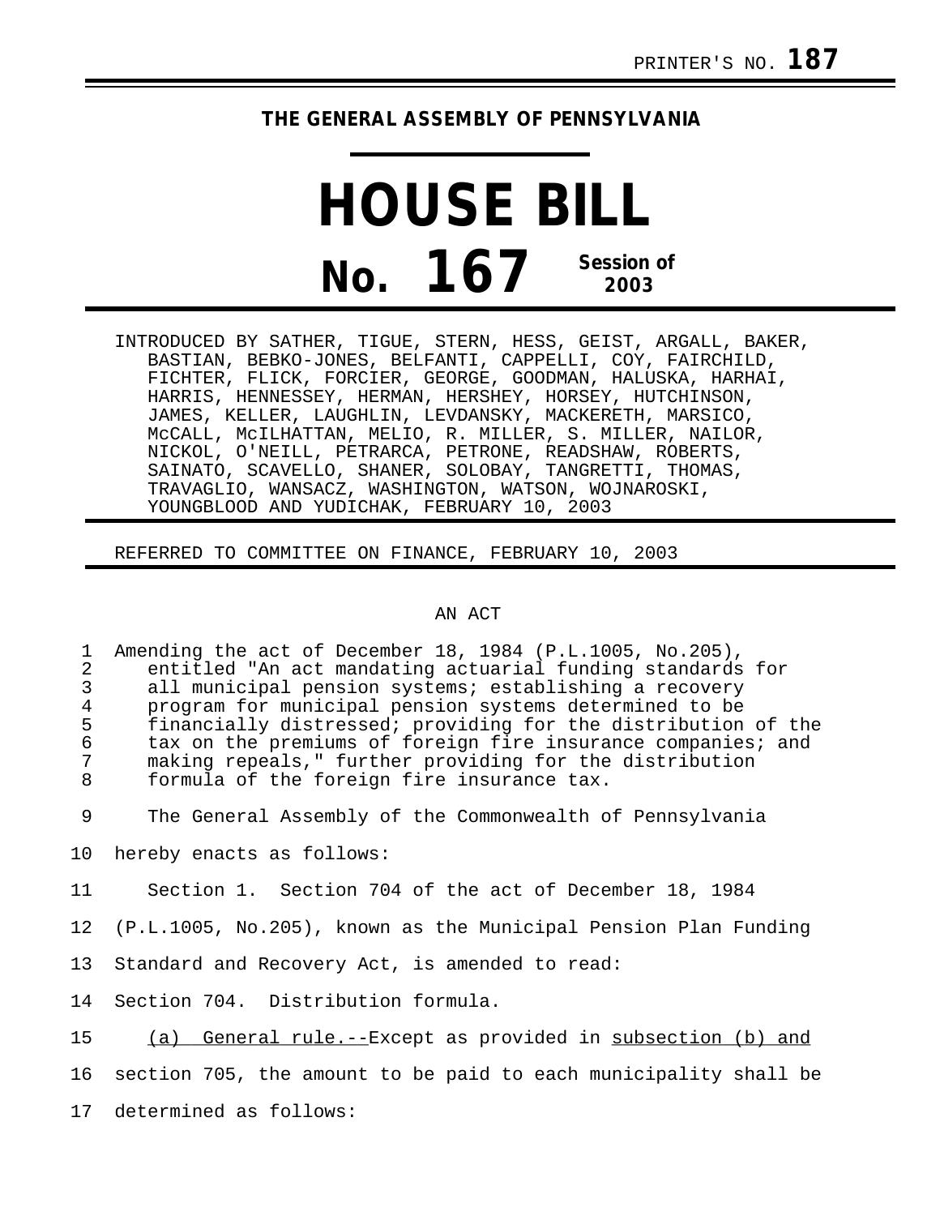PRINTER'S NO. **187**

**THE GENERAL ASSEMBLY OF PENNSYLVANIA**

# HOUSE BILL

## No. 167 Session of 2003

INTRODUCED BY SATHER, TIGUE, STERN, HESS, GEIST, ARGALL, BAKER, BASTIAN, BEBKO-JONES, BELFANTI, CAPPELLI, COY, FAIRCHILD, FICHTER, FLICK, FORCIER, GEORGE, GOODMAN, HALUSKA, HARHAI, HARRIS, HENNESSEY, HERMAN, HERSHEY, HORSEY, HUTCHINSON, JAMES, KELLER, LAUGHLIN, LEVDANSKY, MACKERETH, MARSICO, McCALL, McILHATTAN, MELIO, R. MILLER, S. MILLER, NAILOR, NICKOL, O'NEILL, PETRARCA, PETRONE, READSHAW, ROBERTS, SAINATO, SCAVELLO, SHANER, SOLOBAY, TANGRETTI, THOMAS, TRAVAGLIO, WANSACZ, WASHINGTON, WATSON, WOJNAROSKI, YOUNGBLOOD AND YUDICHAK, FEBRUARY 10, 2003

REFERRED TO COMMITTEE ON FINANCE, FEBRUARY 10, 2003

AN ACT

1 Amending the act of December 18, 1984 (P.L.1005, No.205),
2 entitled "An act mandating actuarial funding standards for
3 all municipal pension systems; establishing a recovery
4 program for municipal pension systems determined to be
5 financially distressed; providing for the distribution of the
6 tax on the premiums of foreign fire insurance companies; and
7 making repeals," further providing for the distribution
8 formula of the foreign fire insurance tax.

9 The General Assembly of the Commonwealth of Pennsylvania
10 hereby enacts as follows:

11 Section 1. Section 704 of the act of December 18, 1984
12 (P.L.1005, No.205), known as the Municipal Pension Plan Funding
13 Standard and Recovery Act, is amended to read:

14 Section 704. Distribution formula.

15 <u>(a) General rule.--</u>Except as provided in <u>subsection (b) and</u>
16 section 705, the amount to be paid to each municipality shall be
17 determined as follows: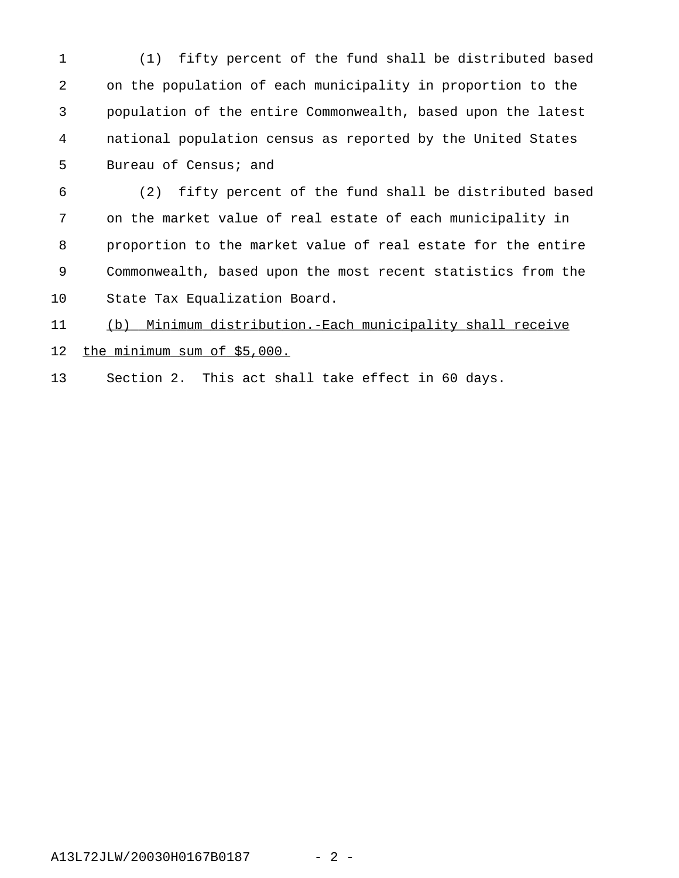(1) fifty percent of the fund shall be distributed based on the population of each municipality in proportion to the population of the entire Commonwealth, based upon the latest national population census as reported by the United States Bureau of Census; and

(2) fifty percent of the fund shall be distributed based on the market value of real estate of each municipality in proportion to the market value of real estate for the entire Commonwealth, based upon the most recent statistics from the State Tax Equalization Board.

<u>(b) Minimum distribution.-Each municipality shall receive the minimum sum of $5,000.</u>

Section 2. This act shall take effect in 60 days.